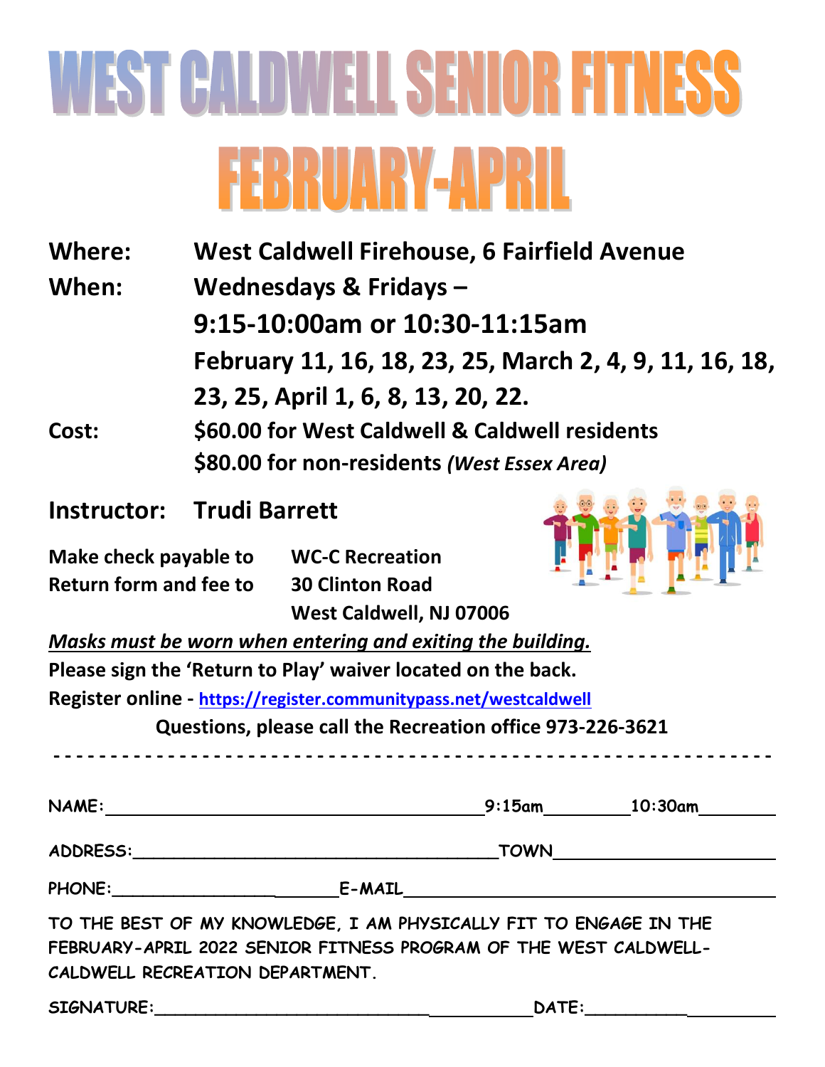# WEST CALDWELL SENIOR FITNESS
# FEBRUARY-APRIL

**Where:** West Caldwell Firehouse, 6 Fairfield Avenue

**When:** Wednesdays & Fridays –
**9:15-10:00am or 10:30-11:15am**
February 11, 16, 18, 23, 25, March 2, 4, 9, 11, 16, 18, 23, 25, April 1, 6, 8, 13, 20, 22.

**Cost:** $60.00 for West Caldwell & Caldwell residents
$80.00 for non-residents *(West Essex Area)*

## Instructor: Trudi Barrett

**Make check payable to** WC-C Recreation
**Return form and fee to** 30 Clinton Road
West Caldwell, NJ 07006

***Masks must be worn when entering and exiting the building.***

**Please sign the 'Return to Play' waiver located on the back.**

**Register online -** https://register.communitypass.net/westcaldwell

**Questions, please call the Recreation office 973-226-3621**

- - - - - - - - - - - - - - - - - - - - - - - - - - - - - - - - - - - - - - - - - -

NAME:______________________________ 9:15am________ 10:30am________

ADDRESS:______________________________ TOWN____________________

PHONE:____________________ E-MAIL______________________________

TO THE BEST OF MY KNOWLEDGE, I AM PHYSICALLY FIT TO ENGAGE IN THE FEBRUARY-APRIL 2022 SENIOR FITNESS PROGRAM OF THE WEST CALDWELL-CALDWELL RECREATION DEPARTMENT.

SIGNATURE:______________________________ DATE:____________________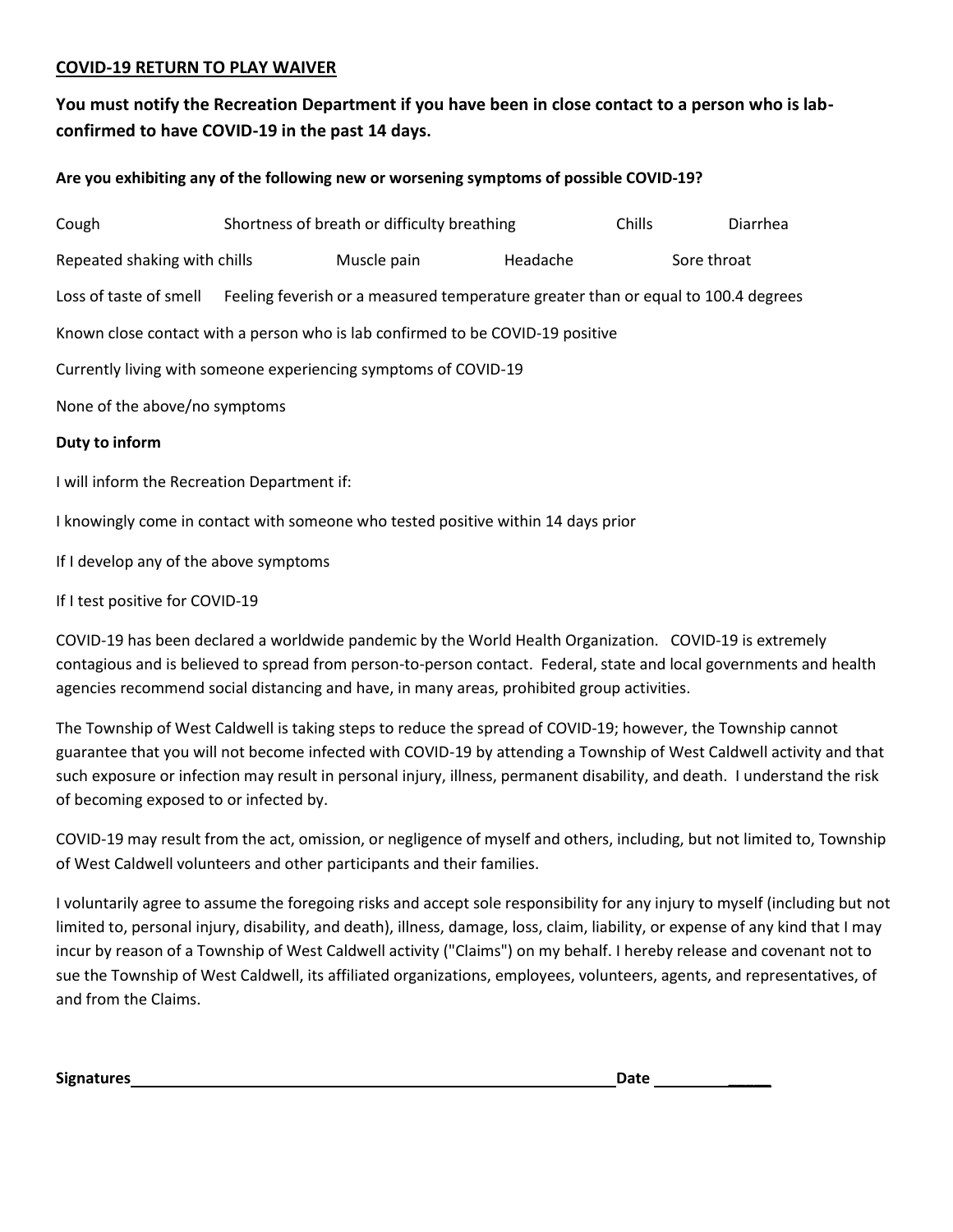**COVID-19 RETURN TO PLAY WAIVER**

**You must notify the Recreation Department if you have been in close contact to a person who is lab-confirmed to have COVID-19 in the past 14 days.**

**Are you exhibiting any of the following new or worsening symptoms of possible COVID-19?**

Cough Shortness of breath or difficulty breathing Chills Diarrhea

Repeated shaking with chills Muscle pain Headache Sore throat

Loss of taste of smell Feeling feverish or a measured temperature greater than or equal to 100.4 degrees

Known close contact with a person who is lab confirmed to be COVID-19 positive

Currently living with someone experiencing symptoms of COVID-19

None of the above/no symptoms

**Duty to inform**

I will inform the Recreation Department if:

I knowingly come in contact with someone who tested positive within 14 days prior

If I develop any of the above symptoms

If I test positive for COVID-19

COVID-19 has been declared a worldwide pandemic by the World Health Organization. COVID-19 is extremely contagious and is believed to spread from person-to-person contact. Federal, state and local governments and health agencies recommend social distancing and have, in many areas, prohibited group activities.

The Township of West Caldwell is taking steps to reduce the spread of COVID-19; however, the Township cannot guarantee that you will not become infected with COVID-19 by attending a Township of West Caldwell activity and that such exposure or infection may result in personal injury, illness, permanent disability, and death. I understand the risk of becoming exposed to or infected by.

COVID-19 may result from the act, omission, or negligence of myself and others, including, but not limited to, Township of West Caldwell volunteers and other participants and their families.

I voluntarily agree to assume the foregoing risks and accept sole responsibility for any injury to myself (including but not limited to, personal injury, disability, and death), illness, damage, loss, claim, liability, or expense of any kind that I may incur by reason of a Township of West Caldwell activity ("Claims") on my behalf. I hereby release and covenant not to sue the Township of West Caldwell, its affiliated organizations, employees, volunteers, agents, and representatives, of and from the Claims.

**Signatures**_______________________________________________ **Date** ______________